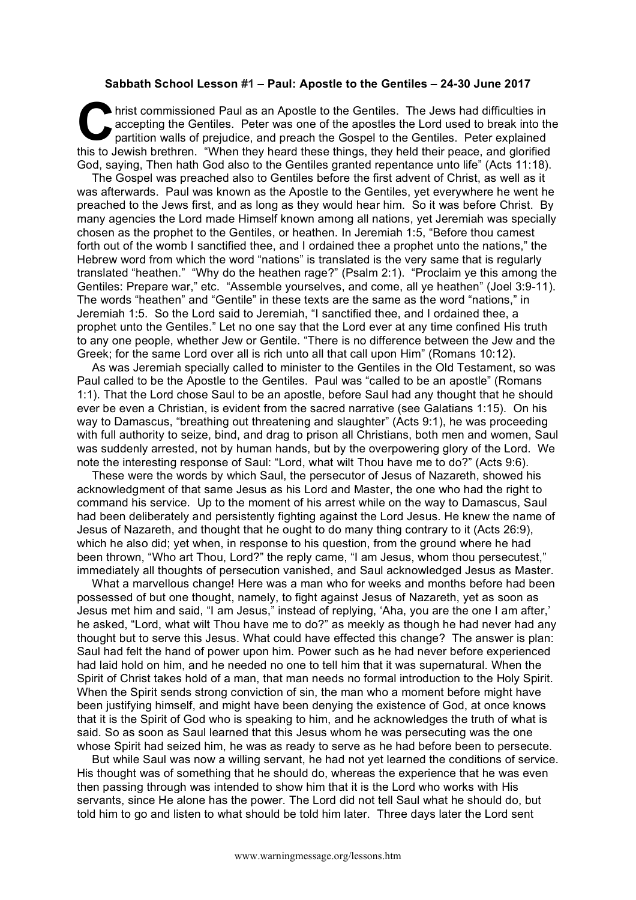**Sabbath School Lesson #1 – Paul: Apostle to the Gentiles – 24-30 June 2017**

Christ commissioned Paul as an Apostle to the Gentiles. The Jews had difficulties in accepting the Gentiles. Peter was one of the apostles the Lord used to break into the partition walls of prejudice, and preach the Gospel to the Gentiles. Peter explained this to Jewish brethren. "When they heard these things, they held their peace, and glorified God, saying, Then hath God also to the Gentiles granted repentance unto life" (Acts 11:18).

The Gospel was preached also to Gentiles before the first advent of Christ, as well as it was afterwards. Paul was known as the Apostle to the Gentiles, yet everywhere he went he preached to the Jews first, and as long as they would hear him. So it was before Christ. By many agencies the Lord made Himself known among all nations, yet Jeremiah was specially chosen as the prophet to the Gentiles, or heathen. In Jeremiah 1:5, "Before thou camest forth out of the womb I sanctified thee, and I ordained thee a prophet unto the nations," the Hebrew word from which the word "nations" is translated is the very same that is regularly translated "heathen." "Why do the heathen rage?" (Psalm 2:1). "Proclaim ye this among the Gentiles: Prepare war," etc. "Assemble yourselves, and come, all ye heathen" (Joel 3:9-11). The words "heathen" and "Gentile" in these texts are the same as the word "nations," in Jeremiah 1:5. So the Lord said to Jeremiah, "I sanctified thee, and I ordained thee, a prophet unto the Gentiles." Let no one say that the Lord ever at any time confined His truth to any one people, whether Jew or Gentile. "There is no difference between the Jew and the Greek; for the same Lord over all is rich unto all that call upon Him" (Romans 10:12).

As was Jeremiah specially called to minister to the Gentiles in the Old Testament, so was Paul called to be the Apostle to the Gentiles. Paul was "called to be an apostle" (Romans 1:1). That the Lord chose Saul to be an apostle, before Saul had any thought that he should ever be even a Christian, is evident from the sacred narrative (see Galatians 1:15). On his way to Damascus, "breathing out threatening and slaughter" (Acts 9:1), he was proceeding with full authority to seize, bind, and drag to prison all Christians, both men and women, Saul was suddenly arrested, not by human hands, but by the overpowering glory of the Lord. We note the interesting response of Saul: "Lord, what wilt Thou have me to do?" (Acts 9:6).

These were the words by which Saul, the persecutor of Jesus of Nazareth, showed his acknowledgment of that same Jesus as his Lord and Master, the one who had the right to command his service. Up to the moment of his arrest while on the way to Damascus, Saul had been deliberately and persistently fighting against the Lord Jesus. He knew the name of Jesus of Nazareth, and thought that he ought to do many thing contrary to it (Acts 26:9), which he also did; yet when, in response to his question, from the ground where he had been thrown, "Who art Thou, Lord?" the reply came, "I am Jesus, whom thou persecutest," immediately all thoughts of persecution vanished, and Saul acknowledged Jesus as Master.

What a marvellous change! Here was a man who for weeks and months before had been possessed of but one thought, namely, to fight against Jesus of Nazareth, yet as soon as Jesus met him and said, "I am Jesus," instead of replying, 'Aha, you are the one I am after,' he asked, "Lord, what wilt Thou have me to do?" as meekly as though he had never had any thought but to serve this Jesus. What could have effected this change? The answer is plan: Saul had felt the hand of power upon him. Power such as he had never before experienced had laid hold on him, and he needed no one to tell him that it was supernatural. When the Spirit of Christ takes hold of a man, that man needs no formal introduction to the Holy Spirit. When the Spirit sends strong conviction of sin, the man who a moment before might have been justifying himself, and might have been denying the existence of God, at once knows that it is the Spirit of God who is speaking to him, and he acknowledges the truth of what is said. So as soon as Saul learned that this Jesus whom he was persecuting was the one whose Spirit had seized him, he was as ready to serve as he had before been to persecute.

But while Saul was now a willing servant, he had not yet learned the conditions of service. His thought was of something that he should do, whereas the experience that he was even then passing through was intended to show him that it is the Lord who works with His servants, since He alone has the power. The Lord did not tell Saul what he should do, but told him to go and listen to what should be told him later. Three days later the Lord sent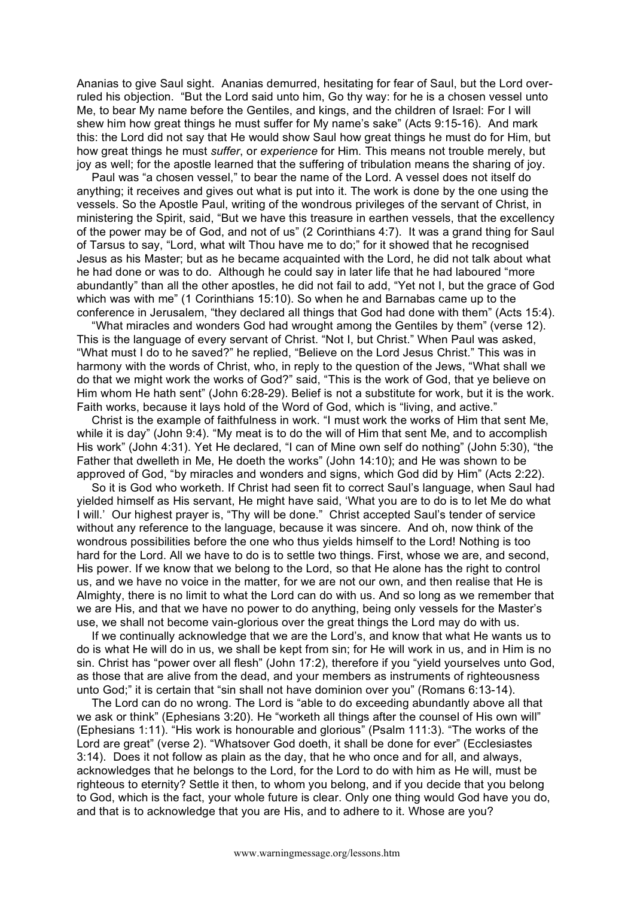Ananias to give Saul sight. Ananias demurred, hesitating for fear of Saul, but the Lord over-ruled his objection. "But the Lord said unto him, Go thy way: for he is a chosen vessel unto Me, to bear My name before the Gentiles, and kings, and the children of Israel: For I will shew him how great things he must suffer for My name's sake" (Acts 9:15-16). And mark this: the Lord did not say that He would show Saul how great things he must do for Him, but how great things he must *suffer*, or *experience* for Him. This means not trouble merely, but joy as well; for the apostle learned that the suffering of tribulation means the sharing of joy.

Paul was "a chosen vessel," to bear the name of the Lord. A vessel does not itself do anything; it receives and gives out what is put into it. The work is done by the one using the vessels. So the Apostle Paul, writing of the wondrous privileges of the servant of Christ, in ministering the Spirit, said, "But we have this treasure in earthen vessels, that the excellency of the power may be of God, and not of us" (2 Corinthians 4:7). It was a grand thing for Saul of Tarsus to say, "Lord, what wilt Thou have me to do;" for it showed that he recognised Jesus as his Master; but as he became acquainted with the Lord, he did not talk about what he had done or was to do. Although he could say in later life that he had laboured "more abundantly" than all the other apostles, he did not fail to add, "Yet not I, but the grace of God which was with me" (1 Corinthians 15:10). So when he and Barnabas came up to the conference in Jerusalem, "they declared all things that God had done with them" (Acts 15:4).

"What miracles and wonders God had wrought among the Gentiles by them" (verse 12). This is the language of every servant of Christ. "Not I, but Christ." When Paul was asked, "What must I do to he saved?" he replied, "Believe on the Lord Jesus Christ." This was in harmony with the words of Christ, who, in reply to the question of the Jews, "What shall we do that we might work the works of God?" said, "This is the work of God, that ye believe on Him whom He hath sent" (John 6:28-29). Belief is not a substitute for work, but it is the work. Faith works, because it lays hold of the Word of God, which is "living, and active."

Christ is the example of faithfulness in work. "I must work the works of Him that sent Me, while it is day" (John 9:4). "My meat is to do the will of Him that sent Me, and to accomplish His work" (John 4:31). Yet He declared, "I can of Mine own self do nothing" (John 5:30), "the Father that dwelleth in Me, He doeth the works" (John 14:10); and He was shown to be approved of God, "by miracles and wonders and signs, which God did by Him" (Acts 2:22).

So it is God who worketh. If Christ had seen fit to correct Saul's language, when Saul had yielded himself as His servant, He might have said, 'What you are to do is to let Me do what I will.' Our highest prayer is, "Thy will be done." Christ accepted Saul's tender of service without any reference to the language, because it was sincere. And oh, now think of the wondrous possibilities before the one who thus yields himself to the Lord! Nothing is too hard for the Lord. All we have to do is to settle two things. First, whose we are, and second, His power. If we know that we belong to the Lord, so that He alone has the right to control us, and we have no voice in the matter, for we are not our own, and then realise that He is Almighty, there is no limit to what the Lord can do with us. And so long as we remember that we are His, and that we have no power to do anything, being only vessels for the Master's use, we shall not become vain-glorious over the great things the Lord may do with us.

If we continually acknowledge that we are the Lord's, and know that what He wants us to do is what He will do in us, we shall be kept from sin; for He will work in us, and in Him is no sin. Christ has "power over all flesh" (John 17:2), therefore if you "yield yourselves unto God, as those that are alive from the dead, and your members as instruments of righteousness unto God;" it is certain that "sin shall not have dominion over you" (Romans 6:13-14).

The Lord can do no wrong. The Lord is "able to do exceeding abundantly above all that we ask or think" (Ephesians 3:20). He "worketh all things after the counsel of His own will" (Ephesians 1:11). "His work is honourable and glorious" (Psalm 111:3). "The works of the Lord are great" (verse 2). "Whatsover God doeth, it shall be done for ever" (Ecclesiastes 3:14). Does it not follow as plain as the day, that he who once and for all, and always, acknowledges that he belongs to the Lord, for the Lord to do with him as He will, must be righteous to eternity? Settle it then, to whom you belong, and if you decide that you belong to God, which is the fact, your whole future is clear. Only one thing would God have you do, and that is to acknowledge that you are His, and to adhere to it. Whose are you?

www.warningmessage.org/lessons.htm